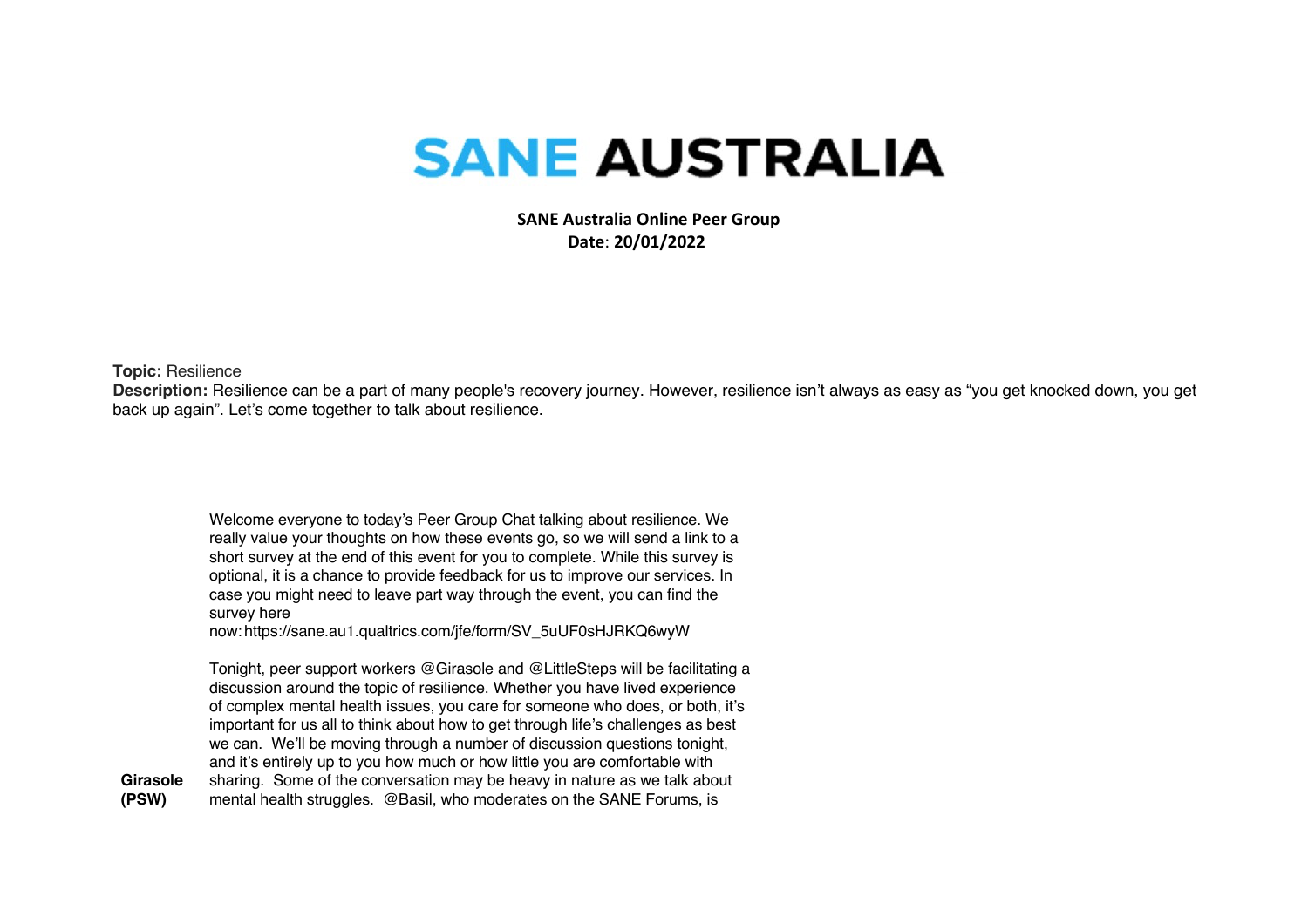# SANE AUSTRALIA

**SANE Australia Online Peer Group**
**Date**: **20/01/2022**

**Topic:** Resilience
**Description:** Resilience can be a part of many people's recovery journey. However, resilience isn't always as easy as "you get knocked down, you get back up again". Let's come together to talk about resilience.

| | |
|---|---|
| **Girasole (PSW)** | Welcome everyone to today's Peer Group Chat talking about resilience. We really value your thoughts on how these events go, so we will send a link to a short survey at the end of this event for you to complete. While this survey is optional, it is a chance to provide feedback for us to improve our services. In case you might need to leave part way through the event, you can find the survey here now: https://sane.au1.qualtrics.com/jfe/form/SV_5uUF0sHJRKQ6wyW<br><br>Tonight, peer support workers @Girasole and @LittleSteps will be facilitating a discussion around the topic of resilience. Whether you have lived experience of complex mental health issues, you care for someone who does, or both, it's important for us all to think about how to get through life's challenges as best we can. We'll be moving through a number of discussion questions tonight, and it's entirely up to you how much or how little you are comfortable with sharing. Some of the conversation may be heavy in nature as we talk about mental health struggles. @Basil, who moderates on the SANE Forums, is |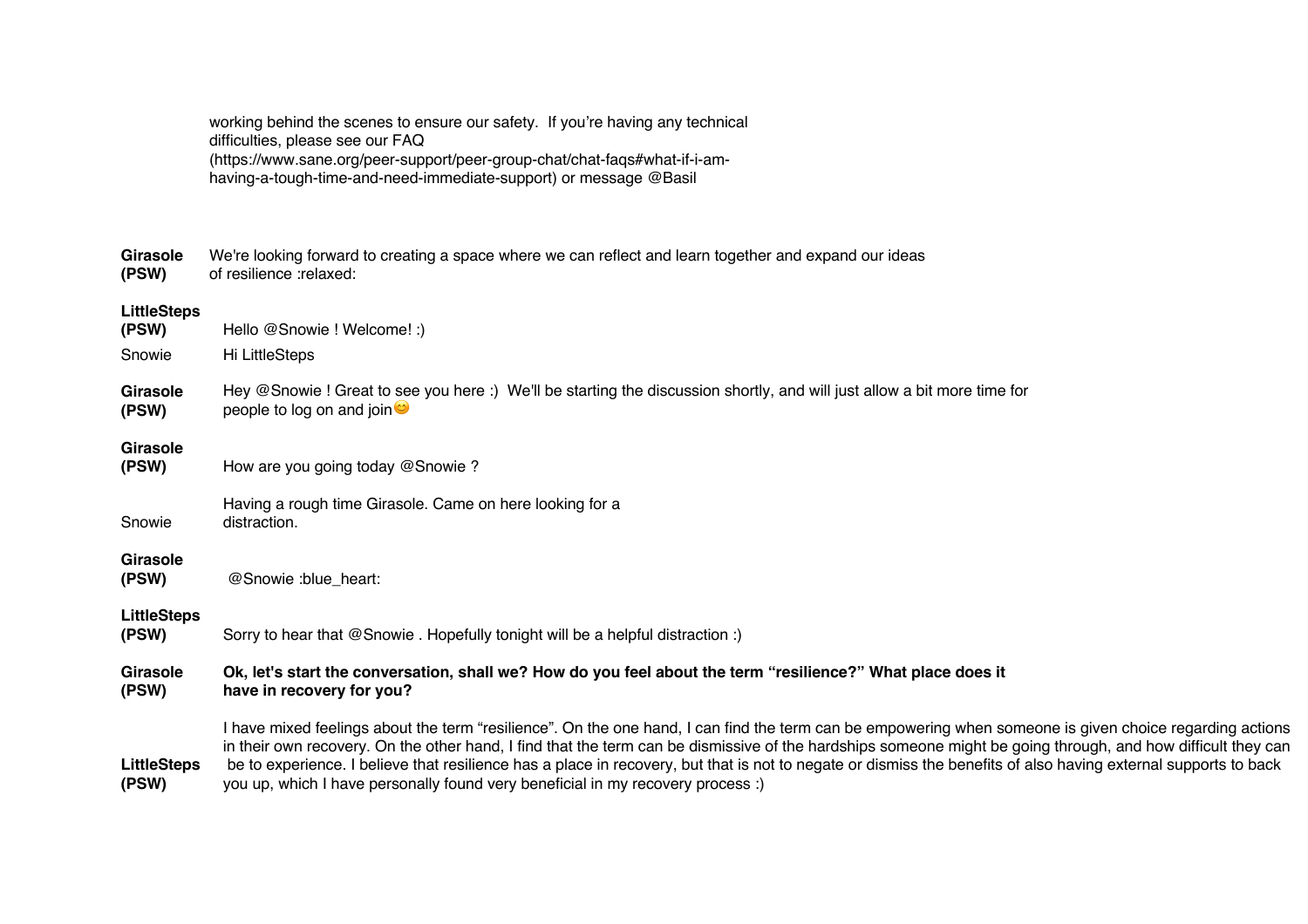working behind the scenes to ensure our safety. If you're having any technical difficulties, please see our FAQ (https://www.sane.org/peer-support/peer-group-chat/chat-faqs#what-if-i-am-having-a-tough-time-and-need-immediate-support) or message @Basil

**Girasole (PSW)** We're looking forward to creating a space where we can reflect and learn together and expand our ideas of resilience :relaxed:

**LittleSteps (PSW)** Hello @Snowie ! Welcome! :)

Snowie Hi LittleSteps

**Girasole (PSW)** Hey @Snowie ! Great to see you here :) We'll be starting the discussion shortly, and will just allow a bit more time for people to log on and join😊

**Girasole (PSW)** How are you going today @Snowie ?

Snowie Having a rough time Girasole. Came on here looking for a distraction.

**Girasole (PSW)** @Snowie :blue_heart:

**LittleSteps (PSW)** Sorry to hear that @Snowie . Hopefully tonight will be a helpful distraction :)

**Girasole (PSW)** **Ok, let's start the conversation, shall we? How do you feel about the term "resilience?" What place does it have in recovery for you?**

**LittleSteps (PSW)** I have mixed feelings about the term "resilience". On the one hand, I can find the term can be empowering when someone is given choice regarding actions in their own recovery. On the other hand, I find that the term can be dismissive of the hardships someone might be going through, and how difficult they can be to experience. I believe that resilience has a place in recovery, but that is not to negate or dismiss the benefits of also having external supports to back you up, which I have personally found very beneficial in my recovery process :)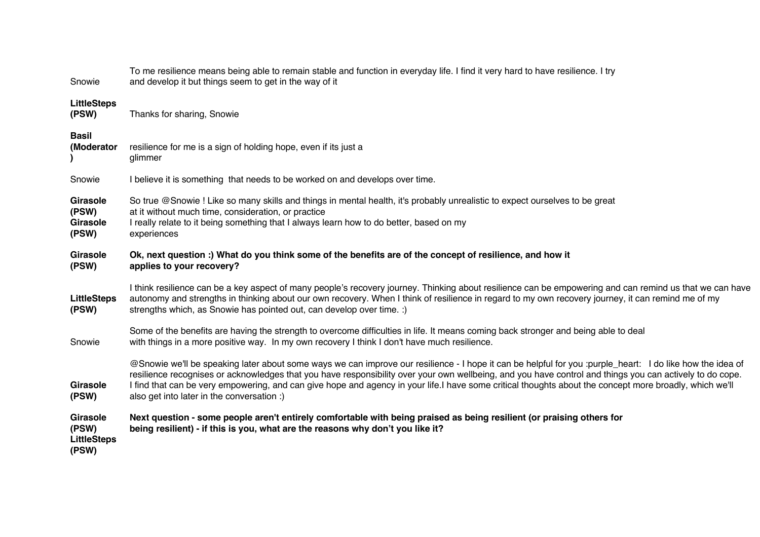| | |
|---|---|
| Snowie | To me resilience means being able to remain stable and function in everyday life. I find it very hard to have resilience. I try and develop it but things seem to get in the way of it |
| **LittleSteps (PSW)** | Thanks for sharing, Snowie |
| **Basil (Moderator)** | resilience for me is a sign of holding hope, even if its just a glimmer |
| Snowie | I believe it is something  that needs to be worked on and develops over time. |
| **Girasole (PSW)** | So true @Snowie ! Like so many skills and things in mental health, it's probably unrealistic to expect ourselves to be great at it without much time, consideration, or practice |
| **Girasole (PSW)** | I really relate to it being something that I always learn how to do better, based on my experiences |
| **Girasole (PSW)** | **Ok, next question :) What do you think some of the benefits are of the concept of resilience, and how it applies to your recovery?** |
| **LittleSteps (PSW)** | I think resilience can be a key aspect of many people's recovery journey. Thinking about resilience can be empowering and can remind us that we can have autonomy and strengths in thinking about our own recovery. When I think of resilience in regard to my own recovery journey, it can remind me of my strengths which, as Snowie has pointed out, can develop over time. :) |
| Snowie | Some of the benefits are having the strength to overcome difficulties in life. It means coming back stronger and being able to deal with things in a more positive way.  In my own recovery I think I don't have much resilience. |
| **Girasole (PSW)** | @Snowie we'll be speaking later about some ways we can improve our resilience - I hope it can be helpful for you :purple_heart:   I do like how the idea of resilience recognises or acknowledges that you have responsibility over your own wellbeing, and you have control and things you can actively to do cope. I find that can be very empowering, and can give hope and agency in your life.I have some critical thoughts about the concept more broadly, which we'll also get into later in the conversation :) |
| **Girasole (PSW)** | **Next question - some people aren't entirely comfortable with being praised as being resilient (or praising others for being resilient) - if this is you, what are the reasons why don't you like it?** |
| **LittleSteps (PSW)** | |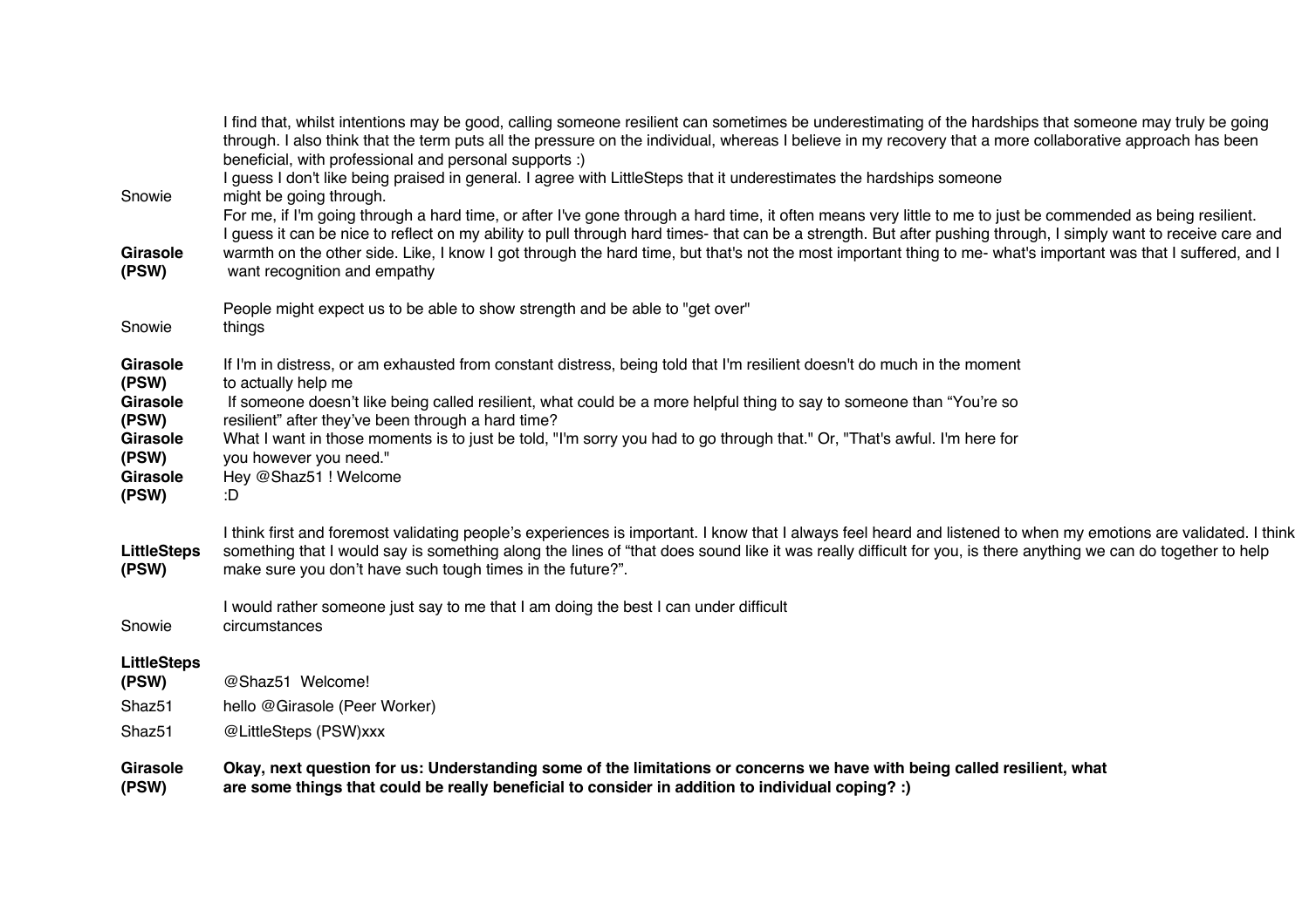| | |
|---|---|
| | I find that, whilst intentions may be good, calling someone resilient can sometimes be underestimating of the hardships that someone may truly be going through. I also think that the term puts all the pressure on the individual, whereas I believe in my recovery that a more collaborative approach has been beneficial, with professional and personal supports :) |
| Snowie | I guess I don't like being praised in general. I agree with LittleSteps that it underestimates the hardships someone might be going through. For me, if I'm going through a hard time, or after I've gone through a hard time, it often means very little to me to just be commended as being resilient. |
| **Girasole (PSW)** | I guess it can be nice to reflect on my ability to pull through hard times- that can be a strength. But after pushing through, I simply want to receive care and warmth on the other side. Like, I know I got through the hard time, but that's not the most important thing to me- what's important was that I suffered, and I want recognition and empathy |
| Snowie | People might expect us to be able to show strength and be able to "get over" things |
| **Girasole (PSW)** | If I'm in distress, or am exhausted from constant distress, being told that I'm resilient doesn't do much in the moment to actually help me |
| **Girasole (PSW)** | If someone doesn't like being called resilient, what could be a more helpful thing to say to someone than "You're so resilient" after they've been through a hard time? |
| **Girasole (PSW)** | What I want in those moments is to just be told, "I'm sorry you had to go through that." Or, "That's awful. I'm here for you however you need." |
| **Girasole (PSW)** | Hey @Shaz51 ! Welcome :D |
| **LittleSteps (PSW)** | I think first and foremost validating people's experiences is important. I know that I always feel heard and listened to when my emotions are validated. I think something that I would say is something along the lines of "that does sound like it was really difficult for you, is there anything we can do together to help make sure you don't have such tough times in the future?". |
| Snowie | I would rather someone just say to me that I am doing the best I can under difficult circumstances |
| **LittleSteps (PSW)** | @Shaz51 Welcome! |
| Shaz51 | hello @Girasole (Peer Worker) |
| Shaz51 | @LittleSteps (PSW)xxx |
| **Girasole (PSW)** | **Okay, next question for us: Understanding some of the limitations or concerns we have with being called resilient, what are some things that could be really beneficial to consider in addition to individual coping? :)** |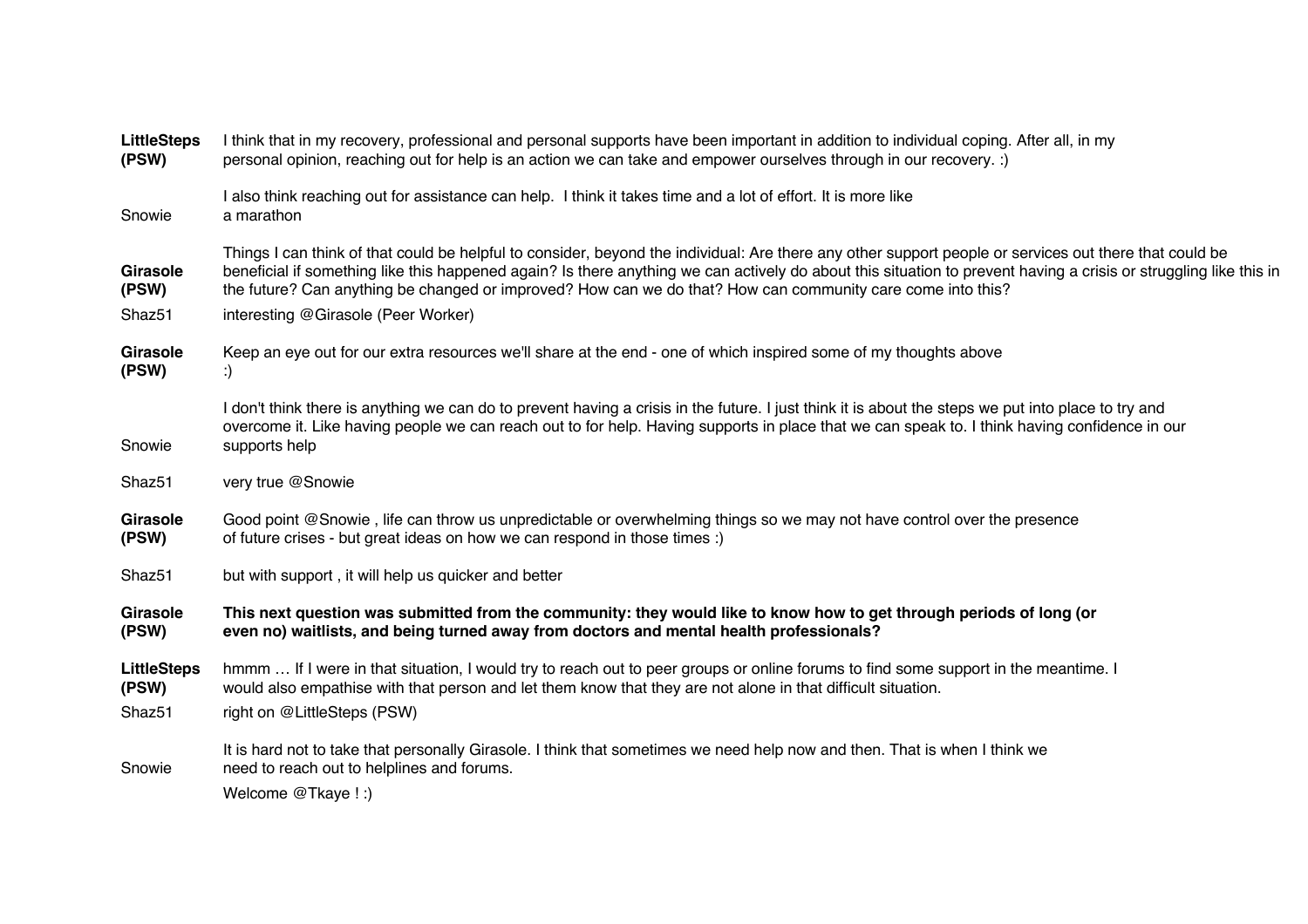**LittleSteps (PSW)** I think that in my recovery, professional and personal supports have been important in addition to individual coping. After all, in my personal opinion, reaching out for help is an action we can take and empower ourselves through in our recovery. :)

Snowie I also think reaching out for assistance can help. I think it takes time and a lot of effort. It is more like a marathon

**Girasole (PSW)** Things I can think of that could be helpful to consider, beyond the individual: Are there any other support people or services out there that could be beneficial if something like this happened again? Is there anything we can actively do about this situation to prevent having a crisis or struggling like this in the future? Can anything be changed or improved? How can we do that? How can community care come into this?

Shaz51 interesting @Girasole (Peer Worker)

**Girasole (PSW)** Keep an eye out for our extra resources we'll share at the end - one of which inspired some of my thoughts above :)

Snowie I don't think there is anything we can do to prevent having a crisis in the future. I just think it is about the steps we put into place to try and overcome it. Like having people we can reach out to for help. Having supports in place that we can speak to. I think having confidence in our supports help

Shaz51 very true @Snowie

**Girasole (PSW)** Good point @Snowie , life can throw us unpredictable or overwhelming things so we may not have control over the presence of future crises - but great ideas on how we can respond in those times :)

Shaz51 but with support , it will help us quicker and better

**Girasole (PSW)** **This next question was submitted from the community: they would like to know how to get through periods of long (or even no) waitlists, and being turned away from doctors and mental health professionals?**

**LittleSteps (PSW)** hmmm … If I were in that situation, I would try to reach out to peer groups or online forums to find some support in the meantime. I would also empathise with that person and let them know that they are not alone in that difficult situation.

Shaz51 right on @LittleSteps (PSW)

Snowie It is hard not to take that personally Girasole. I think that sometimes we need help now and then. That is when I think we need to reach out to helplines and forums.

Welcome @Tkaye ! :)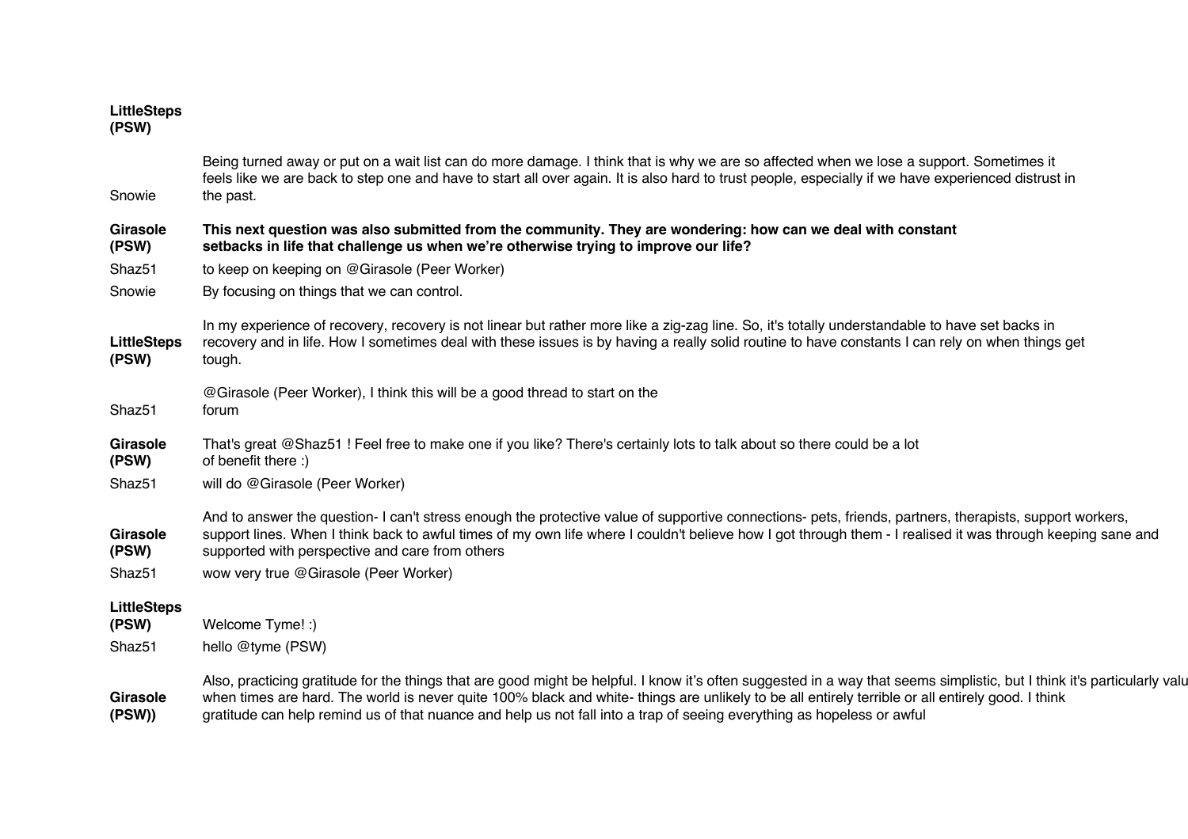**LittleSteps (PSW)**

Snowie: Being turned away or put on a wait list can do more damage. I think that is why we are so affected when we lose a support. Sometimes it feels like we are back to step one and have to start all over again. It is also hard to trust people, especially if we have experienced distrust in the past.

**Girasole (PSW)**: **This next question was also submitted from the community. They are wondering: how can we deal with constant setbacks in life that challenge us when we're otherwise trying to improve our life?**

Shaz51: to keep on keeping on @Girasole (Peer Worker)

Snowie: By focusing on things that we can control.

**LittleSteps (PSW)**: In my experience of recovery, recovery is not linear but rather more like a zig-zag line. So, it's totally understandable to have set backs in recovery and in life. How I sometimes deal with these issues is by having a really solid routine to have constants I can rely on when things get tough.

Shaz51: @Girasole (Peer Worker), I think this will be a good thread to start on the forum

**Girasole (PSW)**: That's great @Shaz51 ! Feel free to make one if you like? There's certainly lots to talk about so there could be a lot of benefit there :)

Shaz51: will do @Girasole (Peer Worker)

**Girasole (PSW)**: And to answer the question- I can't stress enough the protective value of supportive connections- pets, friends, partners, therapists, support workers, support lines. When I think back to awful times of my own life where I couldn't believe how I got through them - I realised it was through keeping sane and supported with perspective and care from others

Shaz51: wow very true @Girasole (Peer Worker)

**LittleSteps (PSW)**: Welcome Tyme! :)

Shaz51: hello @tyme (PSW)

**Girasole (PSW))**: Also, practicing gratitude for the things that are good might be helpful. I know it's often suggested in a way that seems simplistic, but I think it's particularly valu when times are hard. The world is never quite 100% black and white- things are unlikely to be all entirely terrible or all entirely good. I think gratitude can help remind us of that nuance and help us not fall into a trap of seeing everything as hopeless or awful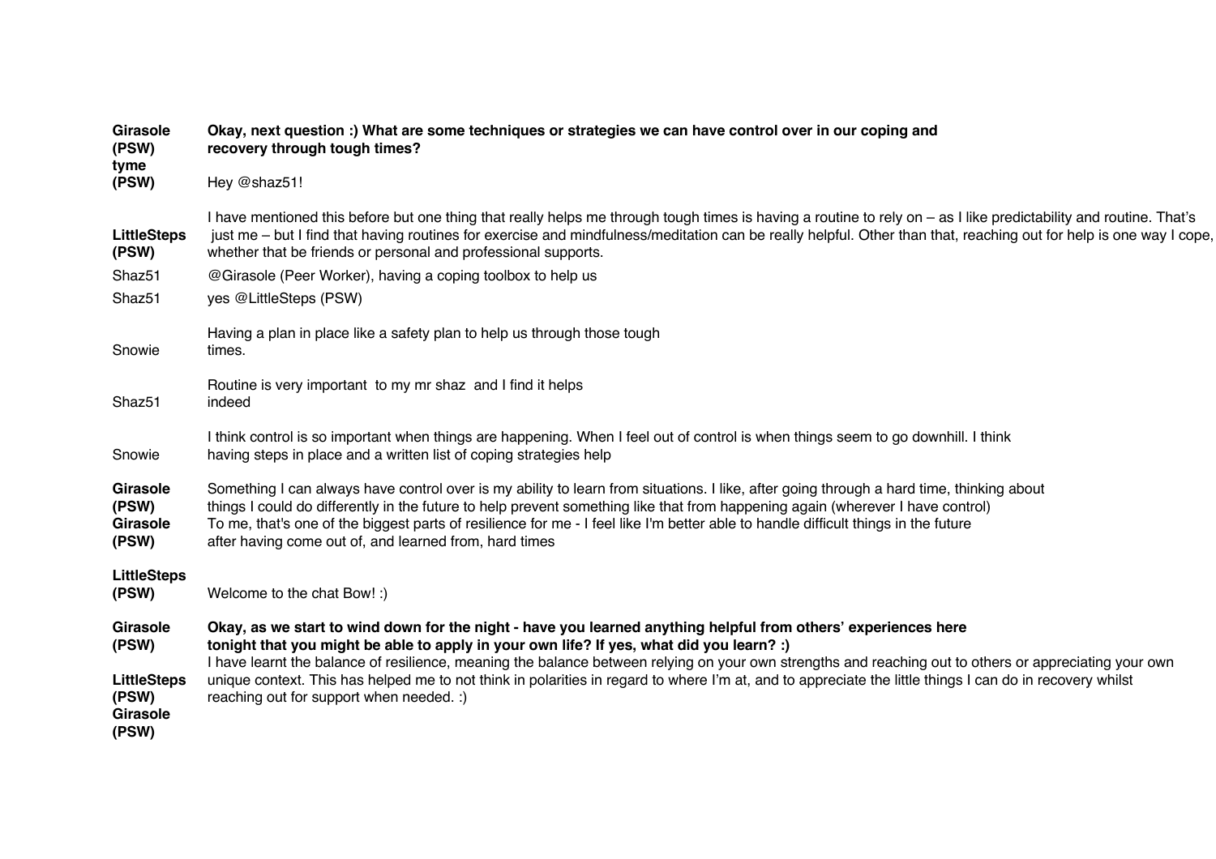| | |
|---|---|
| **Girasole (PSW)** | **Okay, next question :) What are some techniques or strategies we can have control over in our coping and recovery through tough times?** |
| **tyme (PSW)** | Hey @shaz51! |
| **LittleSteps (PSW)** | I have mentioned this before but one thing that really helps me through tough times is having a routine to rely on – as I like predictability and routine. That's just me – but I find that having routines for exercise and mindfulness/meditation can be really helpful. Other than that, reaching out for help is one way I cope, whether that be friends or personal and professional supports. |
| Shaz51 | @Girasole (Peer Worker), having a coping toolbox to help us |
| Shaz51 | yes @LittleSteps (PSW) |
| Snowie | Having a plan in place like a safety plan to help us through those tough times. |
| Shaz51 | Routine is very important  to my mr shaz  and I find it helps indeed |
| Snowie | I think control is so important when things are happening. When I feel out of control is when things seem to go downhill. I think having steps in place and a written list of coping strategies help |
| **Girasole (PSW)** | Something I can always have control over is my ability to learn from situations. I like, after going through a hard time, thinking about things I could do differently in the future to help prevent something like that from happening again (wherever I have control) |
| **Girasole (PSW)** | To me, that's one of the biggest parts of resilience for me - I feel like I'm better able to handle difficult things in the future after having come out of, and learned from, hard times |
| **LittleSteps (PSW)** | Welcome to the chat Bow! :) |
| **Girasole (PSW)** | **Okay, as we start to wind down for the night - have you learned anything helpful from others' experiences here tonight that you might be able to apply in your own life? If yes, what did you learn? :)** |
| **LittleSteps (PSW)** | I have learnt the balance of resilience, meaning the balance between relying on your own strengths and reaching out to others or appreciating your own unique context. This has helped me to not think in polarities in regard to where I'm at, and to appreciate the little things I can do in recovery whilst reaching out for support when needed. :) |
| **Girasole (PSW)** | |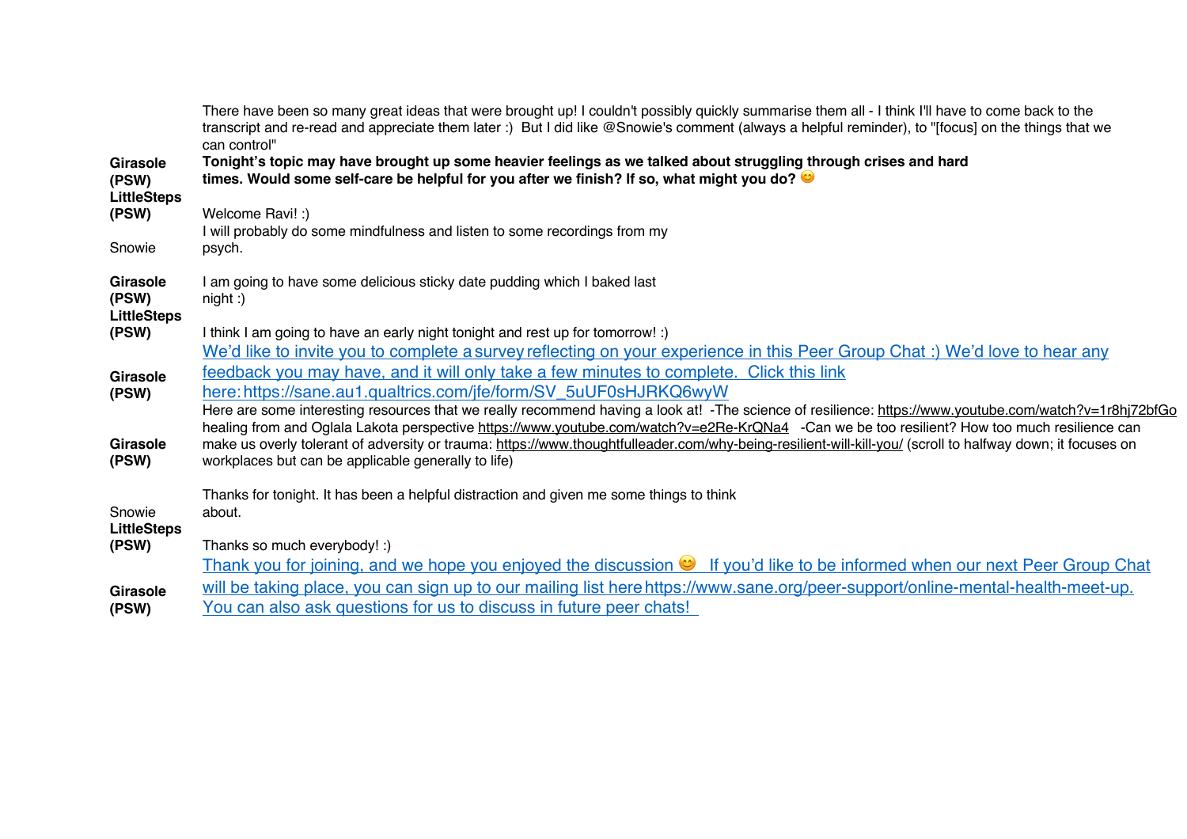| | |
|---|---|
| | There have been so many great ideas that were brought up! I couldn't possibly quickly summarise them all - I think I'll have to come back to the transcript and re-read and appreciate them later :) But I did like @Snowie's comment (always a helpful reminder), to "[focus] on the things that we can control" |
| **Girasole (PSW)** | **Tonight's topic may have brought up some heavier feelings as we talked about struggling through crises and hard times. Would some self-care be helpful for you after we finish? If so, what might you do?** 😊 |
| **LittleSteps (PSW)** | Welcome Ravi! :) |
| Snowie | I will probably do some mindfulness and listen to some recordings from my psych. |
| **Girasole (PSW)** | I am going to have some delicious sticky date pudding which I baked last night :) |
| **LittleSteps (PSW)** | I think I am going to have an early night tonight and rest up for tomorrow! :) |
| **Girasole (PSW)** | We'd like to invite you to complete a survey reflecting on your experience in this Peer Group Chat :) We'd love to hear any feedback you may have, and it will only take a few minutes to complete. Click this link here: https://sane.au1.qualtrics.com/jfe/form/SV_5uUF0sHJRKQ6wyW |
| **Girasole (PSW)** | Here are some interesting resources that we really recommend having a look at! -The science of resilience: https://www.youtube.com/watch?v=1r8hj72bfGo healing from and Oglala Lakota perspective https://www.youtube.com/watch?v=e2Re-KrQNa4 -Can we be too resilient? How too much resilience can make us overly tolerant of adversity or trauma: https://www.thoughtfulleader.com/why-being-resilient-will-kill-you/ (scroll to halfway down; it focuses on workplaces but can be applicable generally to life) |
| Snowie | Thanks for tonight. It has been a helpful distraction and given me some things to think about. |
| **LittleSteps (PSW)** | Thanks so much everybody! :) |
| **Girasole (PSW)** | Thank you for joining, and we hope you enjoyed the discussion 😊 If you'd like to be informed when our next Peer Group Chat will be taking place, you can sign up to our mailing list here https://www.sane.org/peer-support/online-mental-health-meet-up. You can also ask questions for us to discuss in future peer chats! |